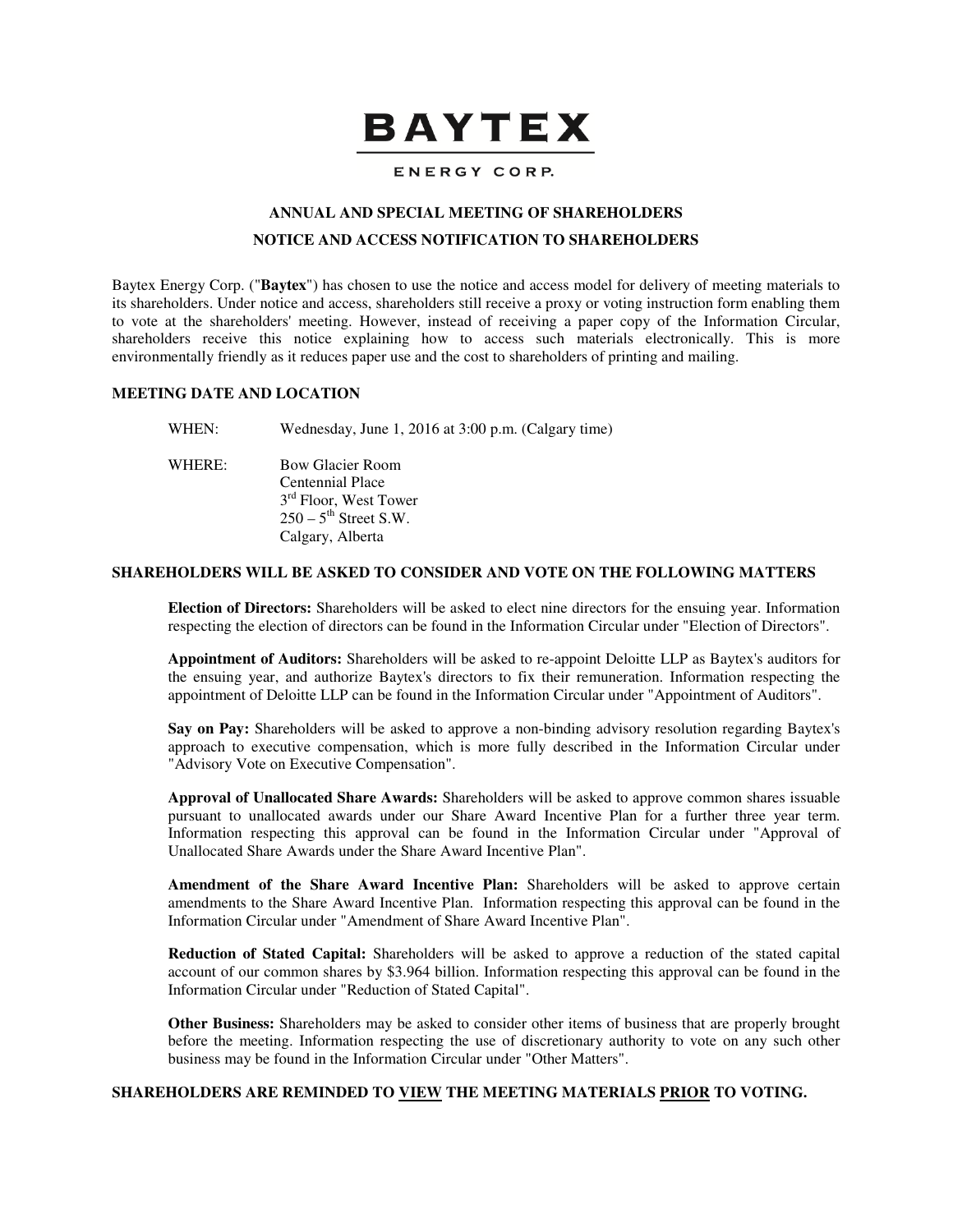# BAYTEX

ENERGY CORP.

## ANNUAL AND SPECIAL MEETING OF SHAREHOLDERS

## NOTICE AND ACCESS NOTIFICATION TO SHAREHOLDERS

Baytex Energy Corp. ("**Baytex**") has chosen to use the notice and access model for delivery of meeting materials to its shareholders. Under notice and access, shareholders still receive a proxy or voting instruction form enabling them to vote at the shareholders' meeting. However, instead of receiving a paper copy of the Information Circular, shareholders receive this notice explaining how to access such materials electronically. This is more environmentally friendly as it reduces paper use and the cost to shareholders of printing and mailing.

### MEETING DATE AND LOCATION

WHEN: Wednesday, June 1, 2016 at 3:00 p.m. (Calgary time)

WHERE: Bow Glacier Room
Centennial Place
3rd Floor, West Tower
250 – 5th Street S.W.
Calgary, Alberta

### SHAREHOLDERS WILL BE ASKED TO CONSIDER AND VOTE ON THE FOLLOWING MATTERS

**Election of Directors:** Shareholders will be asked to elect nine directors for the ensuing year. Information respecting the election of directors can be found in the Information Circular under "Election of Directors".

**Appointment of Auditors:** Shareholders will be asked to re-appoint Deloitte LLP as Baytex's auditors for the ensuing year, and authorize Baytex's directors to fix their remuneration. Information respecting the appointment of Deloitte LLP can be found in the Information Circular under "Appointment of Auditors".

**Say on Pay:** Shareholders will be asked to approve a non-binding advisory resolution regarding Baytex's approach to executive compensation, which is more fully described in the Information Circular under "Advisory Vote on Executive Compensation".

**Approval of Unallocated Share Awards:** Shareholders will be asked to approve common shares issuable pursuant to unallocated awards under our Share Award Incentive Plan for a further three year term. Information respecting this approval can be found in the Information Circular under "Approval of Unallocated Share Awards under the Share Award Incentive Plan".

**Amendment of the Share Award Incentive Plan:** Shareholders will be asked to approve certain amendments to the Share Award Incentive Plan. Information respecting this approval can be found in the Information Circular under "Amendment of Share Award Incentive Plan".

**Reduction of Stated Capital:** Shareholders will be asked to approve a reduction of the stated capital account of our common shares by $3.964 billion. Information respecting this approval can be found in the Information Circular under "Reduction of Stated Capital".

**Other Business:** Shareholders may be asked to consider other items of business that are properly brought before the meeting. Information respecting the use of discretionary authority to vote on any such other business may be found in the Information Circular under "Other Matters".

**SHAREHOLDERS ARE REMINDED TO VIEW THE MEETING MATERIALS PRIOR TO VOTING.**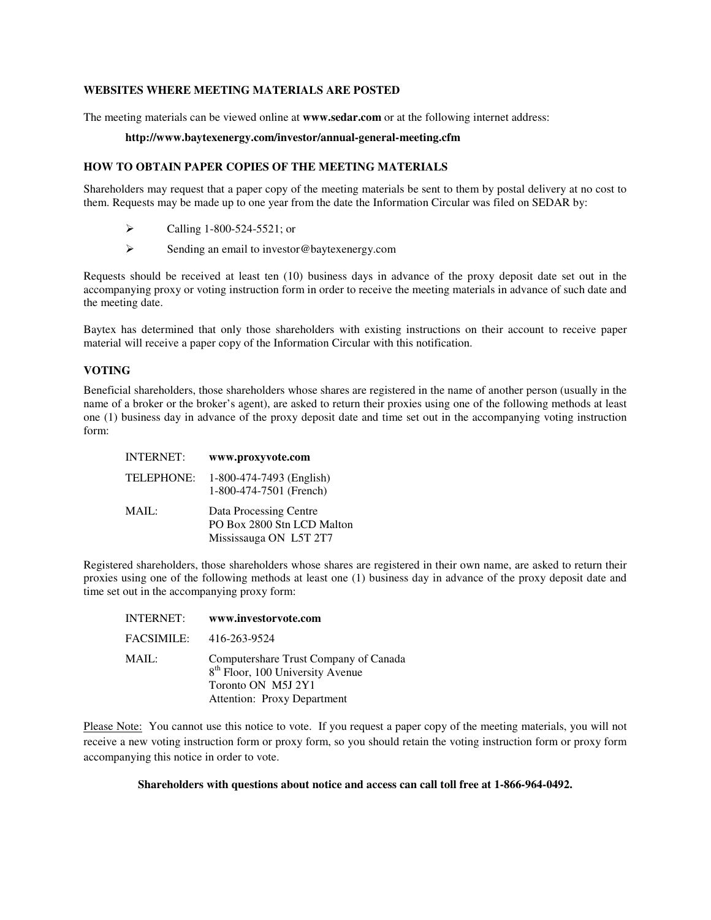**WEBSITES WHERE MEETING MATERIALS ARE POSTED**

The meeting materials can be viewed online at **www.sedar.com** or at the following internet address:

**http://www.baytexenergy.com/investor/annual-general-meeting.cfm**

**HOW TO OBTAIN PAPER COPIES OF THE MEETING MATERIALS**

Shareholders may request that a paper copy of the meeting materials be sent to them by postal delivery at no cost to them. Requests may be made up to one year from the date the Information Circular was filed on SEDAR by:

- Calling 1-800-524-5521; or
- Sending an email to investor@baytexenergy.com

Requests should be received at least ten (10) business days in advance of the proxy deposit date set out in the accompanying proxy or voting instruction form in order to receive the meeting materials in advance of such date and the meeting date.

Baytex has determined that only those shareholders with existing instructions on their account to receive paper material will receive a paper copy of the Information Circular with this notification.

**VOTING**

Beneficial shareholders, those shareholders whose shares are registered in the name of another person (usually in the name of a broker or the broker's agent), are asked to return their proxies using one of the following methods at least one (1) business day in advance of the proxy deposit date and time set out in the accompanying voting instruction form:

| | |
|---|---|
| INTERNET: | **www.proxyvote.com** |
| TELEPHONE: | 1-800-474-7493 (English)<br>1-800-474-7501 (French) |
| MAIL: | Data Processing Centre<br>PO Box 2800 Stn LCD Malton<br>Mississauga ON L5T 2T7 |

Registered shareholders, those shareholders whose shares are registered in their own name, are asked to return their proxies using one of the following methods at least one (1) business day in advance of the proxy deposit date and time set out in the accompanying proxy form:

| | |
|---|---|
| INTERNET: | **www.investorvote.com** |
| FACSIMILE: | 416-263-9524 |
| MAIL: | Computershare Trust Company of Canada<br>8th Floor, 100 University Avenue<br>Toronto ON M5J 2Y1<br>Attention: Proxy Department |

Please Note: You cannot use this notice to vote. If you request a paper copy of the meeting materials, you will not receive a new voting instruction form or proxy form, so you should retain the voting instruction form or proxy form accompanying this notice in order to vote.

**Shareholders with questions about notice and access can call toll free at 1-866-964-0492.**